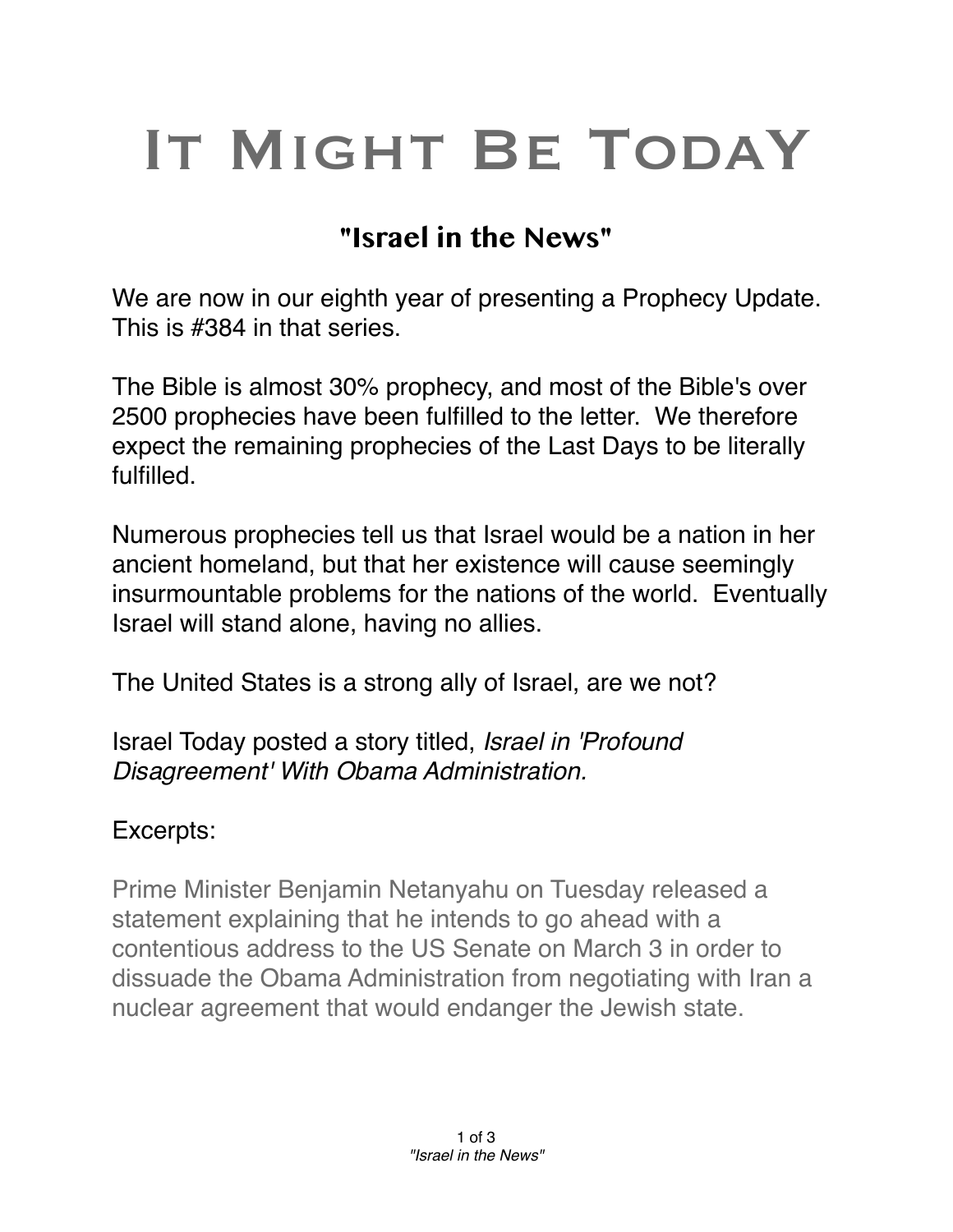# It Might Be TodaY

## "Israel in the News"

We are now in our eighth year of presenting a Prophecy Update. This is #384 in that series.

The Bible is almost 30% prophecy, and most of the Bible's over 2500 prophecies have been fulfilled to the letter. We therefore expect the remaining prophecies of the Last Days to be literally fulfilled.

Numerous prophecies tell us that Israel would be a nation in her ancient homeland, but that her existence will cause seemingly insurmountable problems for the nations of the world. Eventually Israel will stand alone, having no allies.

The United States is a strong ally of Israel, are we not?

Israel Today posted a story titled, *Israel in 'Profound Disagreement' With Obama Administration.*

Excerpts:

> Prime Minister Benjamin Netanyahu on Tuesday released a statement explaining that he intends to go ahead with a contentious address to the US Senate on March 3 in order to dissuade the Obama Administration from negotiating with Iran a nuclear agreement that would endanger the Jewish state.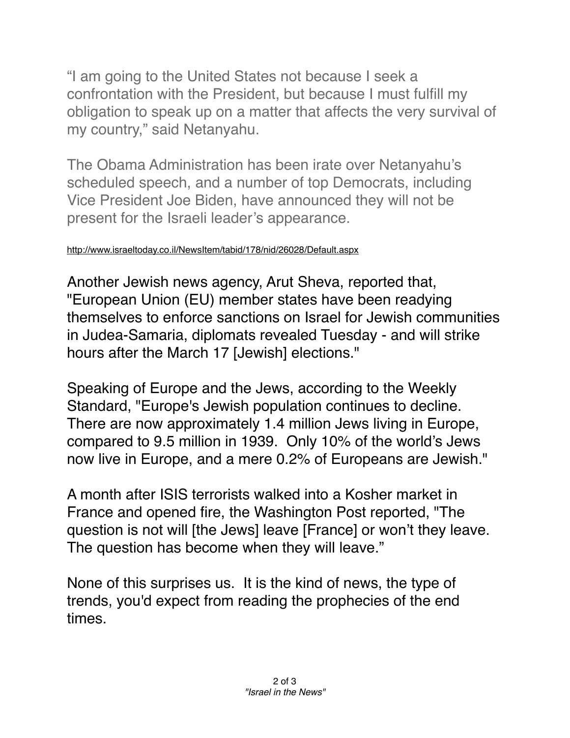"I am going to the United States not because I seek a confrontation with the President, but because I must fulfill my obligation to speak up on a matter that affects the very survival of my country," said Netanyahu.

The Obama Administration has been irate over Netanyahu's scheduled speech, and a number of top Democrats, including Vice President Joe Biden, have announced they will not be present for the Israeli leader's appearance.

http://www.israeltoday.co.il/NewsItem/tabid/178/nid/26028/Default.aspx

Another Jewish news agency, Arut Sheva, reported that, "European Union (EU) member states have been readying themselves to enforce sanctions on Israel for Jewish communities in Judea-Samaria, diplomats revealed Tuesday - and will strike hours after the March 17 [Jewish] elections."

Speaking of Europe and the Jews, according to the Weekly Standard, "Europe's Jewish population continues to decline. There are now approximately 1.4 million Jews living in Europe, compared to 9.5 million in 1939. Only 10% of the world's Jews now live in Europe, and a mere 0.2% of Europeans are Jewish."

A month after ISIS terrorists walked into a Kosher market in France and opened fire, the Washington Post reported, "The question is not will [the Jews] leave [France] or won't they leave. The question has become when they will leave."

None of this surprises us. It is the kind of news, the type of trends, you'd expect from reading the prophecies of the end times.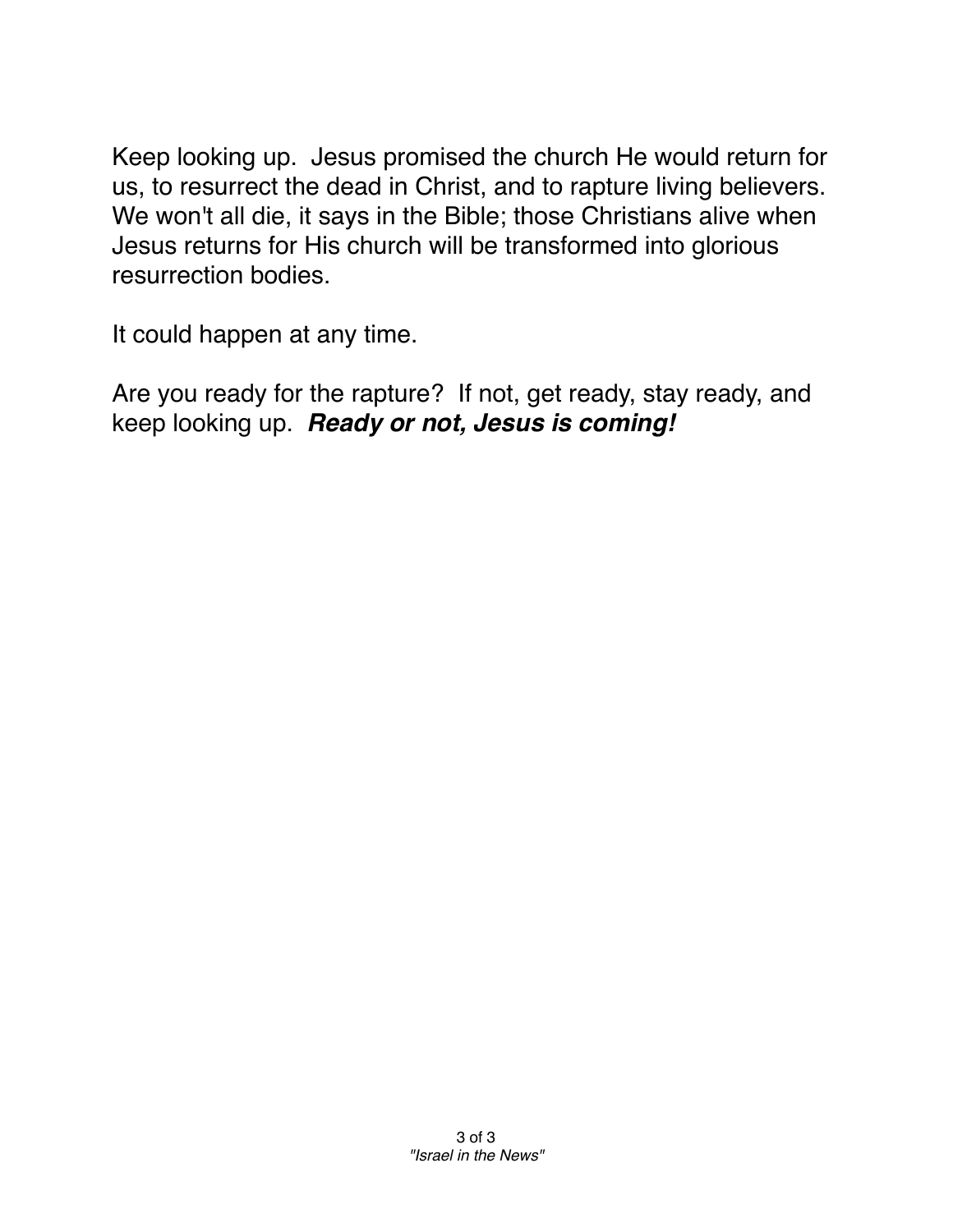Keep looking up. Jesus promised the church He would return for us, to resurrect the dead in Christ, and to rapture living believers. We won't all die, it says in the Bible; those Christians alive when Jesus returns for His church will be transformed into glorious resurrection bodies.

It could happen at any time.

Are you ready for the rapture? If not, get ready, stay ready, and keep looking up. ***Ready or not, Jesus is coming!***